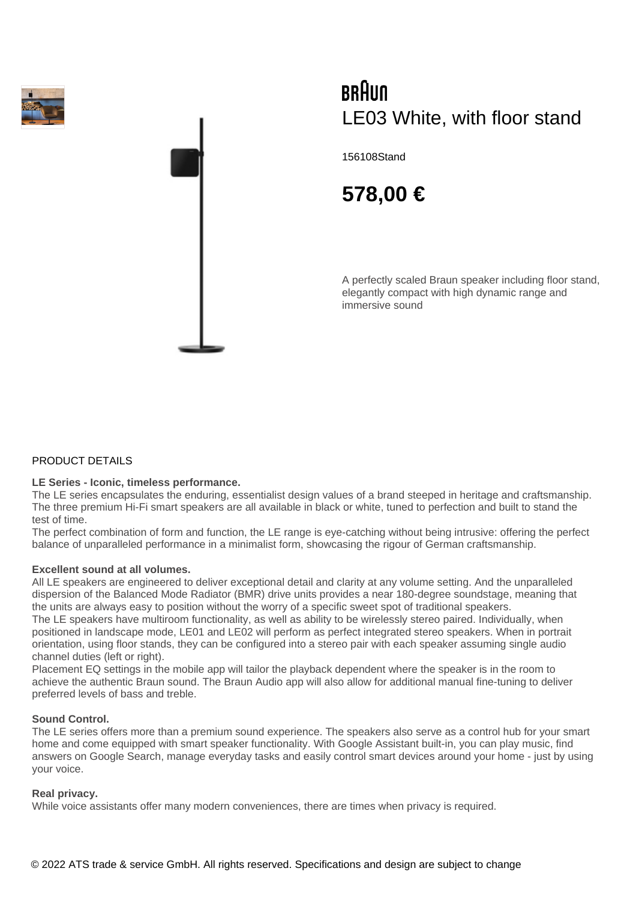BRAUN

# LE03 White, with floor stand

156108Stand

## 578,00 €

A perfectly scaled Braun speaker including floor stand, elegantly compact with high dynamic range and immersive sound

PRODUCT DETAILS

**LE Series - Iconic, timeless performance.**
The LE series encapsulates the enduring, essentialist design values of a brand steeped in heritage and craftsmanship. The three premium Hi-Fi smart speakers are all available in black or white, tuned to perfection and built to stand the test of time.
The perfect combination of form and function, the LE range is eye-catching without being intrusive: offering the perfect balance of unparalleled performance in a minimalist form, showcasing the rigour of German craftsmanship.

**Excellent sound at all volumes.**
All LE speakers are engineered to deliver exceptional detail and clarity at any volume setting. And the unparalleled dispersion of the Balanced Mode Radiator (BMR) drive units provides a near 180-degree soundstage, meaning that the units are always easy to position without the worry of a specific sweet spot of traditional speakers.
The LE speakers have multiroom functionality, as well as ability to be wirelessly stereo paired. Individually, when positioned in landscape mode, LE01 and LE02 will perform as perfect integrated stereo speakers. When in portrait orientation, using floor stands, they can be configured into a stereo pair with each speaker assuming single audio channel duties (left or right).
Placement EQ settings in the mobile app will tailor the playback dependent where the speaker is in the room to achieve the authentic Braun sound. The Braun Audio app will also allow for additional manual fine-tuning to deliver preferred levels of bass and treble.

**Sound Control.**
The LE series offers more than a premium sound experience. The speakers also serve as a control hub for your smart home and come equipped with smart speaker functionality. With Google Assistant built-in, you can play music, find answers on Google Search, manage everyday tasks and easily control smart devices around your home - just by using your voice.

**Real privacy.**
While voice assistants offer many modern conveniences, there are times when privacy is required.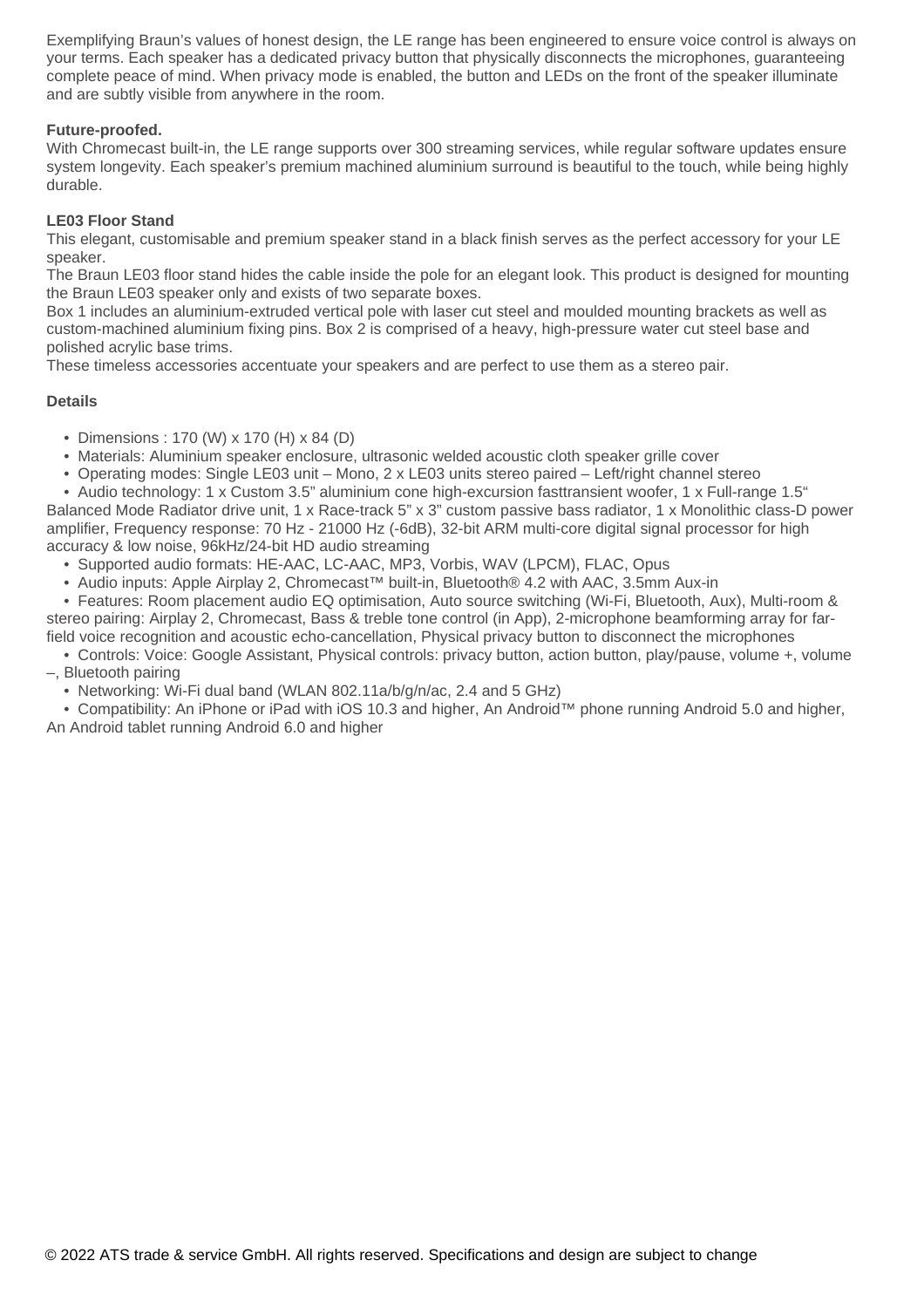Exemplifying Braun’s values of honest design, the LE range has been engineered to ensure voice control is always on your terms. Each speaker has a dedicated privacy button that physically disconnects the microphones, guaranteeing complete peace of mind. When privacy mode is enabled, the button and LEDs on the front of the speaker illuminate and are subtly visible from anywhere in the room.

**Future-proofed.**

With Chromecast built-in, the LE range supports over 300 streaming services, while regular software updates ensure system longevity. Each speaker’s premium machined aluminium surround is beautiful to the touch, while being highly durable.

**LE03 Floor Stand**

This elegant, customisable and premium speaker stand in a black finish serves as the perfect accessory for your LE speaker.

The Braun LE03 floor stand hides the cable inside the pole for an elegant look. This product is designed for mounting the Braun LE03 speaker only and exists of two separate boxes.

Box 1 includes an aluminium-extruded vertical pole with laser cut steel and moulded mounting brackets as well as custom-machined aluminium fixing pins. Box 2 is comprised of a heavy, high-pressure water cut steel base and polished acrylic base trims.

These timeless accessories accentuate your speakers and are perfect to use them as a stereo pair.

**Details**

- Dimensions : 170 (W) x 170 (H) x 84 (D)
- Materials: Aluminium speaker enclosure, ultrasonic welded acoustic cloth speaker grille cover
- Operating modes: Single LE03 unit – Mono, 2 x LE03 units stereo paired – Left/right channel stereo
- Audio technology: 1 x Custom 3.5” aluminium cone high-excursion fasttransient woofer, 1 x Full-range 1.5“ Balanced Mode Radiator drive unit, 1 x Race-track 5” x 3” custom passive bass radiator, 1 x Monolithic class-D power amplifier, Frequency response: 70 Hz - 21000 Hz (-6dB), 32-bit ARM multi-core digital signal processor for high accuracy & low noise, 96kHz/24-bit HD audio streaming
- Supported audio formats: HE-AAC, LC-AAC, MP3, Vorbis, WAV (LPCM), FLAC, Opus
- Audio inputs: Apple Airplay 2, Chromecast™ built-in, Bluetooth® 4.2 with AAC, 3.5mm Aux-in
- Features: Room placement audio EQ optimisation, Auto source switching (Wi-Fi, Bluetooth, Aux), Multi-room & stereo pairing: Airplay 2, Chromecast, Bass & treble tone control (in App), 2-microphone beamforming array for far-field voice recognition and acoustic echo-cancellation, Physical privacy button to disconnect the microphones
- Controls: Voice: Google Assistant, Physical controls: privacy button, action button, play/pause, volume +, volume –, Bluetooth pairing
- Networking: Wi-Fi dual band (WLAN 802.11a/b/g/n/ac, 2.4 and 5 GHz)
- Compatibility: An iPhone or iPad with iOS 10.3 and higher, An Android™ phone running Android 5.0 and higher, An Android tablet running Android 6.0 and higher

© 2022 ATS trade & service GmbH. All rights reserved. Specifications and design are subject to change